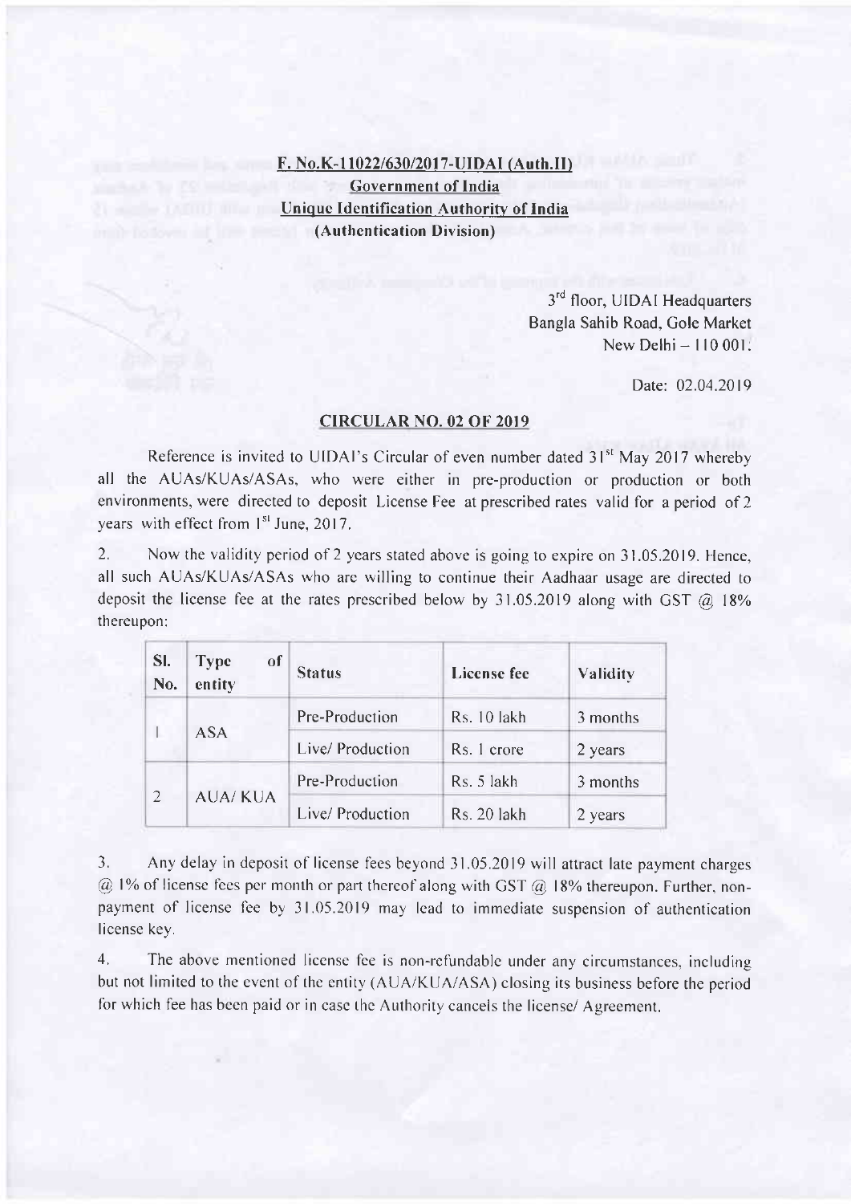**F. No.K-11022/630/2017-UIDAI (Auth.II)**

**Government of India**

**Unique Identification Authority of India**

**(Authentication Division)**

3rd floor, UIDAI Headquarters
Bangla Sahib Road, Gole Market
New Delhi – 110 001.

Date: 02.04.2019

## CIRCULAR NO. 02 OF 2019

Reference is invited to UIDAI's Circular of even number dated 31st May 2017 whereby all the AUAs/KUAs/ASAs, who were either in pre-production or production or both environments, were directed to deposit License Fee at prescribed rates valid for a period of 2 years with effect from 1st June, 2017.

2. Now the validity period of 2 years stated above is going to expire on 31.05.2019. Hence, all such AUAs/KUAs/ASAs who are willing to continue their Aadhaar usage are directed to deposit the license fee at the rates prescribed below by 31.05.2019 along with GST @ 18% thereupon:

| Sl. No. | Type of entity | Status | License fee | Validity |
|---|---|---|---|---|
| 1 | ASA | Pre-Production | Rs. 10 lakh | 3 months |
| | | Live/ Production | Rs. 1 crore | 2 years |
| 2 | AUA/ KUA | Pre-Production | Rs. 5 lakh | 3 months |
| | | Live/ Production | Rs. 20 lakh | 2 years |

3. Any delay in deposit of license fees beyond 31.05.2019 will attract late payment charges @ 1% of license fees per month or part thereof along with GST @ 18% thereupon. Further, non-payment of license fee by 31.05.2019 may lead to immediate suspension of authentication license key.

4. The above mentioned license fee is non-refundable under any circumstances, including but not limited to the event of the entity (AUA/KUA/ASA) closing its business before the period for which fee has been paid or in case the Authority cancels the license/ Agreement.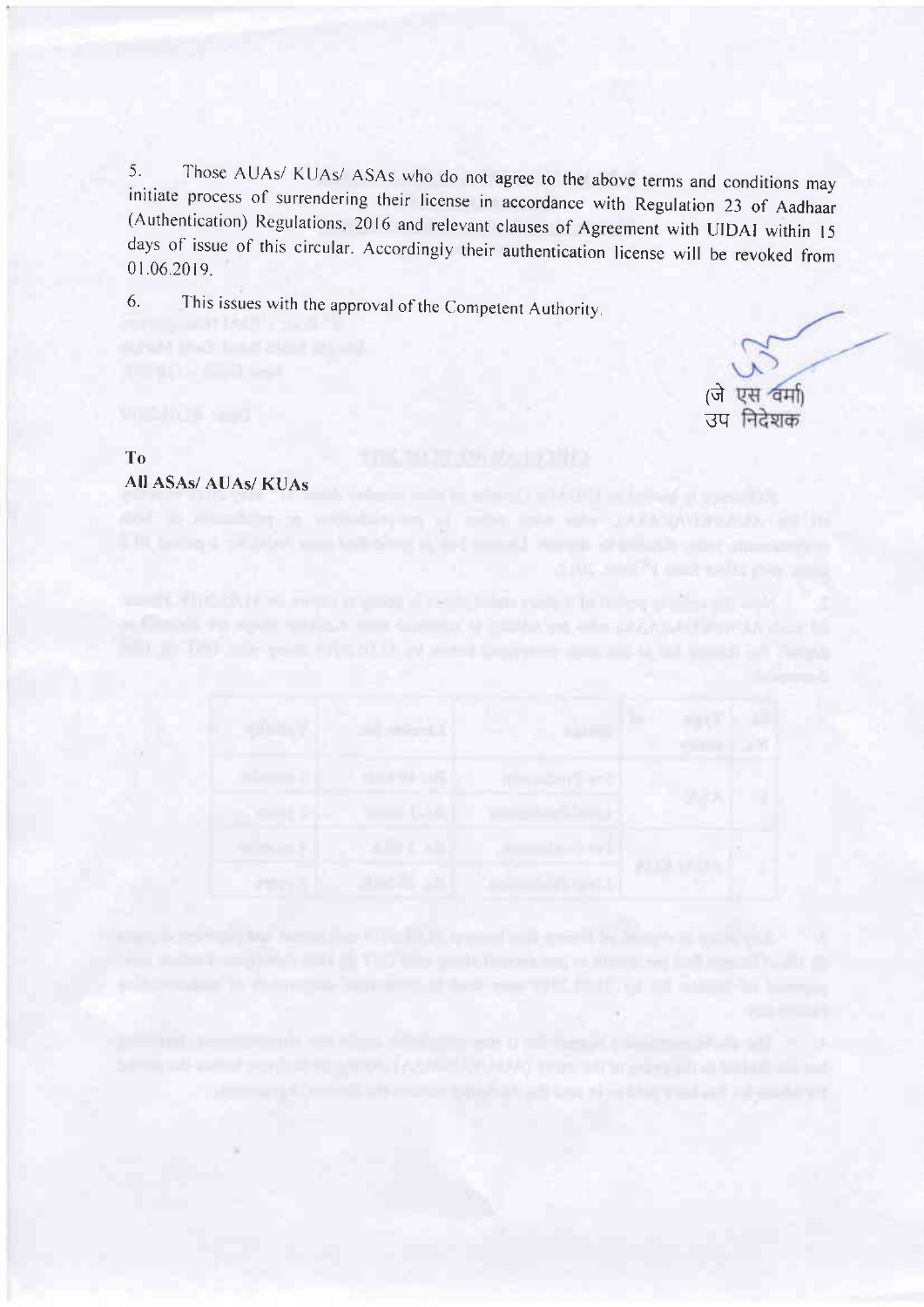5. Those AUAs/ KUAs/ ASAs who do not agree to the above terms and conditions may initiate process of surrendering their license in accordance with Regulation 23 of Aadhaar (Authentication) Regulations, 2016 and relevant clauses of Agreement with UIDAI within 15 days of issue of this circular. Accordingly their authentication license will be revoked from 01.06.2019.

6. This issues with the approval of the Competent Authority.

(जे एस वर्मा)
उप निदेशक

**To**
**All ASAs/ AUAs/ KUAs**